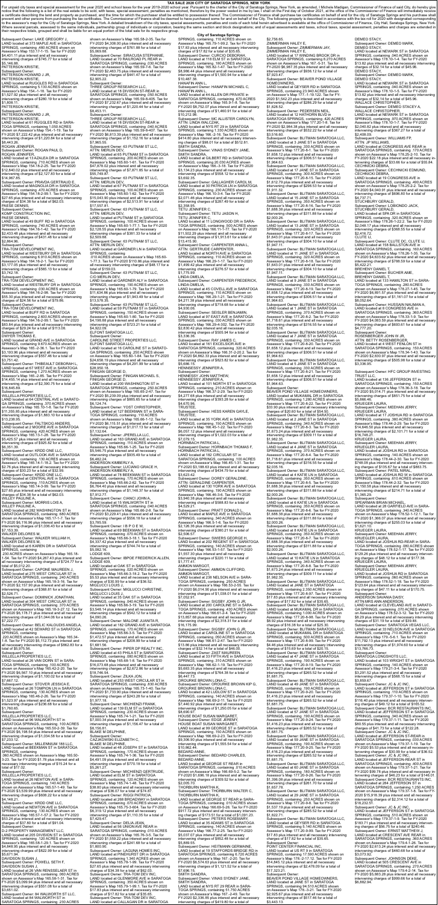# TAX SALE 2020 CITY OF SARATOGA SPRINGS, NEW YORK

For unpaid city taxes and special assessment for the year 2020 and school taxes for the year 2019-2020 school year. Pursuant to the charter of the City of Saratoga Springs, New York, as amended, I Michele Madigan, Commissioner of Finance of said City, do hereby give notice that the following is a list of the real estate to be sold, with taxes, special assessment, penalties as mentioned, therefore by the power vested in me by law, I shall on the first day of October 2021, at the office of the Commissioner of Finance will immediately receive a certificate describing the land and property as purchased, and the time for which the purchaser shall be entitled to possession thereof. The Commissioner of Finance shall purchase tax certificates on behalf of and for the city of Saratoga Springs and his purchase shall prevent and other persons from purchasing the tax certificates. The Commissioner of Finance shall be deemed to have purchased some for and on behalf of the City. The following property is described in accordance with the tax roll for 2020 with designated corresponding to the assessor's map for the City of Saratoga Springs, New York. Unless noted the detailed breakdown of the city taxes, special assessments, penalties and costs of each total herein advertised is available at the office of Commissioner of Finance, City Hall, Saratoga Springs, New York. Where several parcels, assessed to the same individuals, partnership group of individuals or corporation, bearing the same section and block designations; and of equal assessments and taxes, school taxes, special assessment, penalties and charges are extended in their respective totals, grouped and shall be liable for an equal portion of the total sale for its respective group.

**City of Saratoga Springs**

Subsequent Owner: LAKE GREGORY J, LAND located at 373 MAPLE AVE in SARATOGA SPRINGS, containing .490 ACRES shown on Assessor's Map 153.17-1-15. Tax for FY-2020 $4,401.11 plus interest and all necessary intervening charges of $745.77 for a total of $5,146.88.

Subsequent Owner: PATTERSON KRISTIE, PATTERSON ROWAND J JR, PATTERSON KRISTIE, LAND located at RUGGLES RD in SARATOGA SPRINGS, containing 5.130 ACRES shown on Assessor's Map 154.-1-18. Tax for FY-2020 $1,527.92 plus interest and all necessary intervening charges of $280.19 for a total of $1,808.11.

Subsequent Owner: PATTERSON KRISTIE, PATTERSON ROWAND J JR, PATTERSON KRISTIE, LAND located at 81 RUGGLES RD in SARATOGA SPRINGS, containing 1.050 ACRES shown on Assessor's Map 154.-1-19. Tax for FY-2020 $7,222.42 plus interest and all necessary intervening charges of $1,220.84 for a total of $8,443.26.

Subsequent Owner: ROGAN PAUL D, ROGAN JENNIFER, LAND located at 13 AZALEA DR in SARATOGA SPRINGS, containing .710 ACRES shown on Assessor's Map 154.16-2-25. Tax for FY-2020 $12,640.02 plus interest and all necessary intervening charges of $2,127.83 for a total of $14,767.85.

Subsequent Owner: PRAVDA GERTRAUDE E, LAND located at MAGNOLIA DR in SARATOGA SPRINGS, containing .470 ACRES shown on Assessor's Map 154.16-2-59.1. Tax for FY-2020 $27.65 plus interest and all necessary intervening charges of $34.38 for a total of $62.03.

Subsequent Owner: PAESE DENNIS, PAESE DENNIS, LAND located at 49 BLUFF RD in SARATOGA SPRINGS, containing .740 ACRES shown on Assessor's Map 164.16-1-42. Tax for FY-2020 $2,433.48 plus interest and all necessary intervening charges of $431.48 for a total of $2,864.96.

Subsequent Owner: TRA-TOM DEVELOPMENT INC, LAND located at WESTBURY DR in SARATOGA SPRINGS, containing 8.910 ACRES shown on Assessor's Map 166.14-2-1. Tax for FY-2020 $3,177.05 plus interest and all necessary intervening charges of $565.13 for a total of $3,742.18.

Subsequent Owner: TRA-TOM DEVELOPMENT INC, LAND located at WESTBURY DR in SARATOGA SPRINGS, containing .030 ACRES shown on Assessor's Map 166.14-2-26. Tax for FY-2020 $55.30 plus interest and all necessary intervening charges of $24.56 for a total of $79.86.

Subsequent Owner: TRA-TOM DEVELOPMENT INC, LAND located at WESTBURY DR in SARATOGA SPRINGS, containing 2.600 ACRES shown on Assessor's Map 166.14-2-69.1. Tax for FY-2020 $83.64 plus interest and all necessary intervening charges of $29.44 for a total of $113.08.

Subsequent Owner: DWYER THOMAS E, LAND located at GRAND AVE in SARATOGA SPRINGS, containing 8.670 ACRES shown on Assessor's Map 165.-2-36.1. Tax for FY-2020 $3,193.96 plus interest and all necessary intervening charges of $557.46 for a total of $3,751.42.

Subsequent Owner: TREBAULT DEBORAH L, LAND located at 67 WEST AVE in SARATOGA SPRINGS, containing 1.270 ACRES shown on Assessor's Map 165.-2-45. Tax for FY-2020 $14,455.15 plus interest and all necessary intervening charges of $2,390.75 for a total of $16,845.89.

Subsequent Owner: WILLELAPROPERTIES LLC, LAND located at 64 CENTRAL AVE in SARATOGA SPRINGS, containing .370 ACRES shown on Assessor's Map 165.10-1-8. Tax for FY-2020 $11,355.85 plus interest and all necessary intervening charges of $1,883.10 for a total of $13,238.95.

Subsequent Owner: FALTSKOG ANDERS, LAND located at 2 MOORE AVE in SARATOGA SPRINGS, containing .420 ACRES shown on Assessor's Map 165.13-1-38. Tax for FY-2020 $5,320.53 plus interest and all necessary intervening charges of $905.82 for a total of $6,226.35.

Subsequent Owner: KROD ONE LLC, LAND located at OUTLOOK AVE in SARATOGA SPRINGS, containing .130 ACRES shown on Assessor's Map 165.14-1-16.2. Tax for FY-2020 $2.76 plus interest and all necessary intervening charges of $30.23 for a total of $32.99.

Subsequent Owner: KROD ONE LLC, LAND located at CENTRAL AVE in SARATOGA SPRINGS, containing .110 ACRES shown on Assessor's Map 165.14-3-30. Tax for FY-2020 $27.65 plus interest and all necessary intervening charges of $34.38 for a total of $62.03.

Subsequent Owner: MORRIS LOIS A, MALLEY PAULINE A, LAND located at 282 WASHINGTON ST in SARATOGA SPRINGS, containing .160 ACRES shown on Assessor's Map 165.17-1-7. Tax for FY-2020 $6,116.96 plus interest and all necessary intervening charges of $1,036.43 for a total of $7,153.39.

Subsequent Owner: WALKER DELORES M, Subsequent Owner: WALKER WILLIAM H, WALKER DELORES M, LAND located at 6 ARDEN DR in SARATOGA SPRINGS, containing .230 ACRES shown on Assessor's Map 165.18-1-54. Tax for FY-2020 $4,287.43 plus interest and all necessary intervening charges of $724.77 for a total of $5,012.20.

Subsequent Owner: CAPONE MAUREEN L, LAND located at 275 WEST CIRCULAR ST in SARATOGA SPRINGS, containing .240 ACRES shown on Assessor's Map 165.18-3-16. Tax for FY-2020 $2,157.90 plus interest and all necessary intervening charges of $368.81 for a total of $2,526.71.

Subsequent Owner: DOMINICK JONATHAN, LAND located at 304 WEST CIRCULAR ST in SARATOGA SPRINGS, containing .370 ACRES shown on Assessor's Map 165.18-3-27.12. Tax for FY-2020 $6,178.17 plus interest and all necessary intervening charges of $1,044.06 for a total of $7,222.23.

Subsequent Owner: BELZ KALOUDIS ANGELA, LAND located at 42 SEWARD ST in SARATOGA SPRINGS, containing .220 ACRES shown on Assessor's Map 165.34-1-8. Tax for FY-2020 $5,113.22 plus interest and all necessary intervening charges of $862.83 for a total of $5,975.56.

Subsequent Owner: WILLELAPROPERTIES LLC, LAND located at 26 VAN DORN ST in SARATOGA SPRINGS, containing .100 ACRES shown on Assessor's Map 165.42-2-20. Tax for FY-2020 $6,567.10 plus interest and all necessary intervening charges of $1,100.02 for a total of $7,667.12.

Subsequent Owner: STOVER JESSICA E, LAND located at 26 TOMPION LN in SARATOGA SPRINGS, containing .130 ACRES shown on Assessor's Map 165.45-2-26. Tax for FY-2020 $1,523.97 plus interest and all necessary intervening charges of $236.68 for a total of $1,760.65.

Subsequent Owner: WILLELAPROPERTIES LLC, LAND located at 96 WALWORTH ST in SARATOGA SPRINGS, containing .100 ACRES shown on Assessor's Map 165.50-2-39. Tax for FY-2020 $6,198.54 plus interest and all necessary intervening charges of $1,034.58 for a total of $7,233.12.

Subsequent Owner: WILLENNIUM 188 LLC, LAND located at BEEKMAN ST in SARATOGA SPRINGS, containing .060 ACRES shown on Assessor's Map 165.50-2-53. Tax for FY-2020 $1.75 plus interest and all necessary intervening charges of $15.24 for a total of $17.02.

Subsequent Owner: WILLELAPROPERTIES LLC, LAND located at 26 NEWTON AVE in SARATOGA SPRINGS, containing .140 ACRES shown on Assessor's Map 165.57-1-49. Tax for FY-2020 $3,539.99 plus interest and all necessary intervening charges of $608.22 for a total of $4,148.21.

Subsequent Owner: KROD ONE LLC, LAND located at NEWTON AVE in SARATOGA SPRINGS, containing .040 ACRES shown on Assessor's Map 165.57-1-57.2. Tax for FY-2020 $53.24 plus interest and all necessary intervening charges of $37.80 for a total of $91.04.

Subsequent Owner: JD-2 PROPERTY MANAGEMENT LLC, LAND located at 205 DIVISION ST in SARATOGA SPRINGS, containing .120 ACRES shown on Assessor's Map 165.58-1-26.1. Tax for FY-2020 $4,848.95 plus interest and all necessary intervening charges of $822.99 for a total of $5,671.94.

Subsequent Owner: POWELL SETH F, DAVIDSON SUSAN L, LAND located at 26 VAN RENSSELAER ST in SARATOGA SPRINGS, containing .060 ACRES shown on Assessor's Map 165.58-1-31. Tax for FY-2020 $3,096.44 plus interest and all necessary intervening charges of $555.58 for a total of $3,651.02.

Subsequent Owner: 84 WALWORTH ST LLC, LAND located at 84 WALWORTH ST in SARATOGA SPRINGS, containing .230 ACRES shown on Assessor's Map 165.58-2-35. Tax for FY-2020 $4,308.00 plus interest and all necessary intervening charges of $761.98 for a total of $5,069.98.

Subsequent Owner: SIRACUSA STEPHANIE, LAND located at 70 RAILROAD PL REAR in SARATOGA SPRINGS, containing .030 ACRES shown on Assessor's Map 165.59-7-6. Tax for FY-2020 $2,463.75 plus interest and all necessary intervening charges of $441.47 for a total of $2,905.22.

Subsequent Owner: THREE GROUP RESEARCH LLC, LAND located at 18 DIVISION ST REAR in SARATOGA SPRINGS, containing .050 ACRES shown on Assessor's Map 165.59-8-405. Tax for FY-2020 $7,232.67 plus interest and all necessary intervening charges of $1,220.44 for a total of $8,453.11.

Subsequent Owner: THREE GROUP RESEARCH LLC, LAND located at 18 DIVISION ST-REAR in SARATOGA SPRINGS, containing .040 ACRES shown on Assessor's Map 165.59-8-407. Tax for FY-2020 $6,813.39 plus interest and all necessary intervening charges of $1,152.16 for a total of $7,965.55.

Subsequent Owner: 63 PUTNAM ST LLC, ATTN: MERLIN DEV, LAND located at 63 PUTNAM ST in SARATOGA SPRINGS, containing .260 ACRES shown on Assessor's Map 165.60-1-61. Tax for FY-2020 $47,878.02 plus interest and all necessary intervening charges of $7,871.85 for a total of $55,749.87.

Subsequent Owner: 63 PUTNAM ST LLC, ATTN: MERLIN DEV, LAND located at 45 PUTNAM ST in SARATOGA SPRINGS, containing .140 ACRES shown on Assessor's Map 165.60-1-62. Tax for FY-2020 $15,043.90 plus interest and all necessary intervening charges of $2,513.91 for a total of $17,557.81.

Subsequent Owner: 63 PUTNAM ST LLC, ATTN: MERLIN DEV, LAND located at PUTNAM ST in SARATOGA SPRINGS, containing .100 ACRES shown on Assessor's Map 165.60-1-77.1. Tax for FY-2020 $2,128.55 plus interest and all necessary intervening charges of $381.33 for a total of $2,509.88.

Subsequent Owner: 63 PUTNAM ST LLC, ATTN: MERLIN DEV, LAND located at GARDNER LN in SARATOGA SPRINGS, containing .010 ACRES shown on Assessor's Map 165.60-1-77.3. Tax for FY-2020 $110.86 plus interest and all necessary intervening charges of $48.17 for a total of $159.03.

Subsequent Owner: 63 PUTNAM ST LLC, C/O MERLIN DEV, LAND located at GARDNER AT in SARATOGA SPRINGS, containing .190 ACRES shown on Assessor's Map 165.60-2-18. Tax for FY-2020 $13,634.86 plus interest and all necessary intervening charges of $1,943.49 for a total of $15,578.35.

Subsequent Owner: 63 PUTNAM ST LLC, LAND located at 63 PUTNAM ST in SARATOGA SPRINGS, containing .160 ACRES shown on Assessor's Map 165.60-1-80. Tax for FY-2020 $4,198.88 plus interest and all necessary intervening charges of $723.21 for a total of $4,922.09.

Subsequent Owner: ELFONT SARATOGA LLC, Subsequent Owner: CAROLINE STREET PROPERTIES LLC, ELFONT SARATOGA LLC, LAND located at 16 CAROLINE ST in SARATOGA SPRINGS, containing .250 ACRES shown on Assessor's Map 165.60-1-84. Tax for FY-2020 $24,938.10 plus interest and all necessary intervening charges of $4,291.99 for a total of $29,230.15.

Subsequent Owner: FINIGAN GEORGE D, Subsequent Owner: FINIGAN MICHAEL S, FINIGAN GEORGE D, LAND located at 200 WASHINGTON ST in SARATOGA SPRINGS, containing .230 ACRES shown on Assessor's Map 165.65-2-47. Tax for FY-2020 $5,239.09 plus interest and all necessary intervening charges of $885.65 for a total of $6,124.74.

Subsequent Owner: YOST CHRISTOPHER, LAND located at 127 BEEKMAN ST in SARATOGA SPRINGS, containing .110 ACRES shown on Assessor's Map 165.66-1-12. Tax for FY-2020 $6,115.51 plus interest and all necessary intervening charges of $1,017.13 for a total of $7,132.64.

Subsequent Owner: JPERELLA LLC, LAND located at 103 GRAND AVE in SARATOGA SPRINGS, containing .110 ACRES shown on Assessor's Map 165.66-1-26. Tax for FY-2020 $5,546.75 plus interest and all necessary intervening charges of $935.49 for a total of $6,482.24.

Subsequent Owner: ANDERSON KIMBERLY A, Subsequent Owner: LUCIANO GRACE H, ANDERSON KIMBERLY A, LAND located at 76 BEEKMAN ST in SARATOGA SPRINGS, containing .170 ACRES shown on Assessor's Map 165.66-2-62. Tax for FY-2020 $6,764.40 plus interest and all necessary intervening charges of $1,148.37 for a total of $7,912.77.

Subsequent Owner: CARKO JOHN A, LAND located at 15 WALWORTH ST in SARATOGA SPRINGS, containing .040 ACRES shown on Assessor's Map 165.66-2-8. Tax for FY-2020 $3,229.41 plus interest and all necessary intervening charges of $556.18 for a total of $3,785.59.

Subsequent Owner: I B P O E W, LAND located at 69 BEEKMAN ST in SARATOGA SPRINGS, containing .070 ACRES shown on Assessor's Map 165.66-3-18.1. Tax for FY-2020 $4,337.42 plus interest and all necessary intervening charges of $744.74 for a total of $5,082.16.

Subsequent Owner: BPOE FREDERICK ALLEN LODGE 609, LAND located at OAK ST in SARATOGA SPRINGS, containing .020 ACRES shown on Assessor's Map 165.66-3-18.2. Tax for FY-2020 $5.53 plus interest and all necessary intervening charges of $30.99 for a total of $36.52.

Subsequent Owner: MIGLUCCI LOUIS J, Subsequent Owner: MIGLUCCI CHRISTINE, MIGLUCCI LOUIS J, LAND located at 35 OAK ST in SARATOGA SPRINGS, containing .040 ACRES shown on Assessor's Map 165.66-3-19. Tax for FY-2020 $3,548.14 plus interest and all necessary intervening charges of $542.12 for a total of $4,090.26.

Subsequent Owner: MALONE JUANITA R, LAND located at 152 GRAND AVE in SARATOGA SPRINGS, containing .170 ACRES shown on Assessor's Map 165.66-3-5. Tax for FY-2020 $1,472.57 plus interest and all necessary intervening charges of $208.99 for a total of $1,681.56.

Subsequent Owner: PIPER DP REALTY INC, LAND located at 43 PHILA ST in SARATOGA SPRINGS, containing .080 ACRES shown on Assessor's Map 165.68-1-6. Tax for FY-2020 $16,073.68 plus interest and all necessary intervening charges of $2,672.86 for a total of $18,746.54.

Subsequent Owner: ZILKA JON, LAND located at 253 WEST CIRCULAR ST in SARATOGA SPRINGS, containing .230 ACRES shown on Assessor's Map 165.73-1-40. Tax for FY-2020 $1,733.90 plus interest and all necessary intervening charges of $243.28 for a total of $1,977.18.

Subsequent Owner: MICHERO FRANK, LAND located at 139 ELM ST in SARATOGA SPRINGS, containing .230 ACRES shown on Assessor's Map 165.74-1-21. Tax for FY-2020 $7,000.34 plus interest and all necessary intervening charges of $1,156.47 for a total of $8,156.81.

Subsequent Owner: BLAKE M DELPHINE, CAJDKOWSKI ELIZABETH C, BLAKE M DELPHINE, LAND located at 48 JOSEPH ST in SARATOGA SPRINGS, containing .130 ACRES shown on Assessor's Map 165.74-1-36. Tax for FY-2020 $4,491.09 plus interest and all necessary intervening charges of $770.18 for a total of $5,261.27.

Subsequent Owner: MICHERO GERTRUDE, LAND located at ELM ST in SARATOGA SPRINGS, containing .120 ACRES shown on Assessor's Map 165.74-1-48. Tax for FY-2020 $38.80 plus interest and all necessary intervening charges of $36.07 for a total of $74.87.

Subsequent Owner: RIGGI PATRICIA, LAND located at 286 BROADWAY in SARATOGA SPRINGS, containing .070 ACRES shown on Assessor's Map 165.75-3-64. Tax for FY-2020 $4,317.42 plus interest and all necessary intervening charges of $1,110.35 for a total of $7,429.46.

Subsequent Owner: DELIA JEAN, LAND located at 58 LINCOLN AVE REAR in SARATOGA SPRINGS, containing .010 ACRES shown on Assessor's Map 165.76-3-55. Tax for FY-2020 $1,559.22 plus interest and all necessary intervening charges of $241.68 for a total of $1,800.90.

Subsequent Owner: LAGUNA HOMES INC, LAND located at PINEHURST DR in SARATOGA SPRINGS, containing 1.340 ACRES shown on Assessor's Map 165.78-1-99. Tax for FY-2020 $27.65 plus interest and all necessary intervening charges of $34.38 for a total of $62.03.

Subsequent Owner: TRA-TOM DEV INC, LAND located at LANGDON DR in SARATOGA SPRINGS, containing .350 ACRES shown on Assessor's Map 165.79-1-69.1. Tax for FY-2020 $17.83 plus interest and all necessary intervening charges of $17.62 for a total of $35.45.

Subsequent Owner: TRA-TOM DEV INC, LAND located at CALLAGAN DR in SARATOGA SPRINGS, containing .110 ACRES shown on Assessor's Map 165.79-1-99.2. Tax for FY-2020 $17.83 plus interest and all necessary intervening charges of $17.62 for a total of $35.45.

Subsequent Owner: CORSO DEBORAH, LAND located at 74 HAMILTON ST in SARATOGA SPRINGS, containing .180 ACRES shown on Assessor's Map 165.82-1-47. Tax for FY-2020 $8,986.44 plus interest and all necessary intervening charges of $1,500.94 for a total of $10,487.38.

Subsequent Owner: HANAFIN ANN L, Subsequent Owner: HANAFIN MICHAEL C, HANAFIN ANN L, LAND located at 44 ALLEN DR PRIVATE in SARATOGA SPRINGS, containing .670 ACRES shown on Assessor's Map 165.9-1-8. Tax for FY-2020 $8,752.07 plus interest and all necessary intervening charges of $1,460.91 for a total of $10,212.98.

Subsequent Owner: MC ALLISTER CAROLYN, ATTN: LINDA WALCOM, LAND located at 49 FRONT ST in SARATOGA SPRINGS, containing .140 ACRES shown on Assessor's Map 166.-2-16. Tax for FY-2020 $414.80 plus interest and all necessary intervening charges of $98.01 for a total of $512.81.

Subsequent Owner: VINAS SYDNEY JANE, SMITH SANDRA, LAND located at GILBERT RD in SARATOGA SPRINGS, containing 20.050 ACRES shown on Assessor's Map 166.-3-18. Tax for FY-2020 $3,134.23 plus interest and all necessary intervening charges of $558.12 for a total of $3,692.35.

Subsequent Owner: GALLAGHER CAROL M, LAND located at 20 NEW ST in SARATOGA SPRINGS, containing .230 ACRES shown on Assessor's Map 166.10-3-4. Tax for FY-2020 $2,071.46 plus interest and all necessary intervening charges of $287.49 for a total of $2,358.95.

Subsequent Owner: TETU JASON, Subsequent Owner: TETU JASON H, TETU JENNIFER C, LAND located at 11 LONGWOOD DR in SARATOGA SPRINGS, containing .520 ACRES shown on Assessor's Map 166.11-1-77. Tax for FY-2020 $11,502.29 plus interest and all necessary intervening charges of $1,913.61 for a total of $13,415.90.

Subsequent Owner: CARPENTER KENNETH, ATTN: GERTRUDE CARPENTER, LAND located at NORTH AVE in SARATOGA SPRINGS, containing .110 ACRES shown on Assessor's Map 166.29-1-17. Tax for FY-2020 $1,499.42 plus interest and all necessary intervening charges of $276.57 for a total of $1,775.99.

Subsequent Owner: LINDA OMELIA, Subsequent Owner: CARPENTER FREDERICK, LINDA OMELIA, LAND located at 45 COVELL AVE in SARATOGA SPRINGS, containing .110 ACRES shown on Assessor's Map 166.29-1-21. Tax for FY-2020 $4,211.38 plus interest and all necessary intervening charges of $718.68 for a total of $4,930.06.

Subsequent Owner: SIEGLER BENJAMIN, LAND located at 97 EAST AVE in SARATOGA SPRINGS, containing .220 ACRES shown on Assessor's Map 166.29-4-32. Tax for FY-2020 $2,830.42 plus interest and all necessary intervening charges of $505.94 for a total of $3,336.36.

Subsequent Owner: RAY JAMES C, LAND located at 161 EXCELSIOR AVE in SARATOGA SPRINGS, containing .320 ACRES shown on Assessor's Map 166.31-2-20.2. Tax for FY-2020 $4,862.33 plus interest and all necessary intervening charges of $823.82 for a total of $5,686.15.

Subsequent Owner: HENNESSY JENNIFER A, HENNESSY JOHN MATTHEW, HENNESSY JENNIFER A, LAND located at 101 NORTH ST in SARATOGA SPRINGS, containing .210 ACRES shown on Assessor's Map 166.37-2-29. Tax for FY-2020 $4,277.68 plus interest and all necessary intervening charges of $393.28 for a total of $4,670.96.

Subsequent Owner: HESS KAREN GAYLE, TRUSTEE, LAND located at 35 YORK AVE in SARATOGA SPRINGS, containing .150 ACRES shown on Assessor's Map 166.45-1-22. Tax for FY-2020 $6,057.12 plus interest and all necessary intervening charges of $1,022.03 for a total of $7,079.15.

Subsequent Owner: HORNBACH THOMAS F, HORNBACH PATRICIA L, LAND located at 182 CIRCULAR ST in SARATOGA SPRINGS, containing .100 ACRES shown on Assessor's Map 166.45-1-31. Tax for FY-2020 $3,188.63 plus interest and all necessary intervening charges of $434.79 for a total of $3,623.42.

Subsequent Owner: DOREY GERALDINE, ATTN: GERALDINE CARPENTER, LAND located at 130 YORK AVE in SARATOGA SPRINGS, containing .190 ACRES shown on Assessor's Map 166.46-3-6. Tax for FY-2020 $3,940.18 plus interest and all necessary intervening charges of $588.83 for a total of $4,529.01.

Subsequent Owner: PRATT DONALD L, LAND located at MAPLE AVE in SARATOGA SPRINGS, containing .340 ACRES shown on Assessor's Map 166.5-1-46. Tax for FY-2020 $2,126.36 plus interest and all necessary intervening charges of $380.21 for a total of $2,506.57.

Subsequent Owner: SWIERS GEORGE H, LAND located at 202 REGENT ST in SARATOGA SPRINGS, containing .140 ACRES shown on Assessor's Map 166.53-1-57. Tax for FY-2020 $1,557.30 plus interest and all necessary intervening charges of $220.11 for a total of $1,777.41.

Subsequent Owner: AMMON ROBERT, Subsequent Owner: AMMON CLIFFORD, AMMON ROBERT, LAND located at 238 NELSON AVE in SARATOGA SPRINGS, containing .360 ACRES shown on Assessor's Map 166.53-2-35. Tax for FY-2020 $6,014.90 plus interest and all necessary intervening charges of $1,038.01 for a total of $7,052.91.

Subsequent Owner: SIGSBY JOHN G JR, LAND located at 200 CAROLINE ST in SARATOGA SPRINGS, containing .430 ACRES shown on Assessor's Map 166.61-2-4. Tax for FY-2020 $13,857.48 plus interest and all necessary intervening charges of $2,318.31 for a total of $16,175.79.

Subsequent Owner: SIGSBY JOHN G JR, LAND located at CAROLINE ST in SARATOGA SPRINGS, containing .050 ACRES shown on Assessor's Map 166.61-2-47. Tax for FY-2020 $13.86 plus interest and all necessary intervening charges of $32.14 for a total of $46.00.

Subsequent Owner: ZAST MAUREEN, LAND located at 37 FIFTH AVE in SARATOGA SPRINGS, containing .310 ACRES shown on Assessor's Map 166.62-1-19. Tax for FY-2020 $5,683.35 plus interest and all necessary intervening charges of $764.38 for a total of $6,447.73.

Subsequent Owner: OROURKE BROWN LONA, Subsequent Owner: OROURKE BROWN KIP G, OROURKE BROWN LONA J, LAND located at 42 LUDLOW ST in SARATOGA SPRINGS, containing .140 ACRES shown on Assessor's Map 166.69-2-11. Tax for FY-2020 $7,440.92 plus interest and all necessary intervening charges of $1,250.05 for a total of $8,690.97.

Subsequent Owner: HOUSE BOAT SUSAN MARGARET, Subsequent Owner: EDGE JEREMY, HOUSE BOAT SUSAN MARGARET, LAND located at 99 GEORGE ST in SARATOGA SPRINGS, containing .190 ACRES shown on Assessor's Map 166.69-2-25. Tax for FY-2020 $9,306.90 plus interest and all necessary intervening charges of $1,555.54 for a total of $10,862.44.

Subsequent Owner: BEDARD CHARLES, Subsequent Owner: BEDARD CHARLES, BEDARD ANNE, LAND located at GEORGE ST REAR in SARATOGA SPRINGS, containing .010 ACRES shown on Assessor's Map 166.69-5-2. Tax for FY-2020 $1,696.18 plus interest and all necessary intervening charges of $309.52 for a total of $2,005.70.

Subsequent Owner: THORBURN MATTHEW, Subsequent Owner: THORBURN WALTER C, THORBURN MARTHA K, LAND located at GEORGE ST REAR in SARATOGA SPRINGS, containing .010 ACRES shown on Assessor's Map 166.69-5-29. Tax for FY-2020 $917.72 plus interest and all necessary intervening charges of $173.51 for a total of $1,091.23.

Subsequent Owner: SWIERS GEORGE H, LAND located at 35 ADAMS ST in SARATOGA SPRINGS, containing .140 ACRES shown on Assessor's Map 166.77-2-25. Tax for FY-2020 $5,037.07 plus interest and all necessary intervening charges of $852.48 for a total of $5,889.55.

Subsequent Owner: HEITMANN GERMAINE, LAND located at 19 STAFFORD BRIDGE RD in SARATOGA SPRINGS, containing 6.720 ACRES shown on Assessor's Map 167.-2-30. Tax for FY-2020 $6,574.63 plus interest and all necessary intervening charges of $1,121.52 for a total of $7,696.15.

Subsequent Owner: VINAS SYDNEY JANE, SMITH SANDRA, LAND located at NYS RT 29 REAR in SARATOGA SPRINGS, containing $1.750 ACRES shown on Assessor's Map 167.-2-49. Tax for FY-2020 $2,336.85 plus interest and all necessary intervening charges of $419.80 for a total of $2,756.65.

Subsequent Owner: ZIMMERMAN HALEY E, Subsequent Owner: ZIMMERMAN JAY P, ZIMMERMAN HALEY E, LAND located at 17 WINDING BROOK DR in SARATOGA SPRINGS, containing 0.270 ACRES shown on Assessor's Map 167.-5-31. Tax for FY-2020 $6,987.35 plus interest and all necessary intervening charges of $936.12 for a total of $7,923.47.

Subsequent Owner: BEAVER POND VILLAGE HOMEOWNERS, LAND located at BEAVER POND RD in SARATOGA SPRINGS, containing 23.940 ACRES shown on Assessor's Map 177.-1-19.122. Tax for FY-2020 $1,542.23 plus interest and all necessary intervening charges of $286.29 for a total of $1,828.52.

Subsequent Owner: PEDERSEN NEIL, LAND located at 12 HATHORN BLVD in SARATOGA SPRINGS, containing .420 ACRES shown on Assessor's Map 177.20-1-8. Tax for FY-2020 $3,264.38 plus interest and all necessary intervening charges of $332.22 for a total of $3,516.60.

Subsequent Owner: BLITMAN SARATOGA LLC, LAND located at JANE ST in SARATOGA SPRINGS, containing .330 ACRES shown on Assessor's Map 177.20-8-1. Tax for FY-2020 $1,658.12 plus interest and all necessary intervening charges of $306.51 for a total of $1,964.63.

Subsequent Owner: BLITMAN SARATOGA LLC, LAND located at 17 JANE ST in SARATOGA SPRINGS, containing .300 ACRES shown on Assessor's Map 177.20-8-15. Tax for FY-2020 $1,612.79 plus interest and all necessary intervening charges of $298.53 for a total of $1,911.32.

Subsequent Owner: BLITMAN SARATOGA LLC, LAND located at 15 JANE ST in SARATOGA SPRINGS, containing .350 ACRES shown on Assessor's Map 177.20-8-16. Tax for FY-2020 $1,688.38 plus interest and all necessary intervening charges of $311.88 for a total of $2,000.26.

Subsequent Owner: BLITMAN SARATOGA LLC, LAND located at 13 JANE ST in SARATOGA SPRINGS, containing .320 ACRES shown on Assessor's Map 177.20-8-17. Tax for FY-2020 $1,643.01 plus interest and all necessary intervening charges of $304.10 for a total of $1,947.11.

Subsequent Owner: BLITMAN SARATOGA LLC, LAND located at 11 JANE ST in SARATOGA SPRINGS, containing .320 ACRES shown on Assessor's Map 177.20-8-18. Tax for FY-2020 $1,643.01 plus interest and all necessary intervening charges of $304.10 for a total of $1,947.11.

Subsequent Owner: BLITMAN SARATOGA LLC, LAND located at 9 JANE ST in SARATOGA SPRINGS, containing .330 ACRES shown on Assessor's Map 177.20-8-19. Tax for FY-2020 $1,658.12 plus interest and all necessary intervening charges of $306.51 for a total of $1,964.63.

Subsequent Owner: BLITMAN SARATOGA LLC, LAND located at 7 JANE ST in SARATOGA SPRINGS, containing .480 ACRES shown on Assessor's Map 177.20-8-2. Tax for FY-2020 $1,718.61 plus interest and all necessary intervening charges of $316.55 for a total of $2,035.16.

Subsequent Owner: BLITMAN SARATOGA LLC, LAND located at 5 JANE ST in SARATOGA SPRINGS, containing .330 ACRES shown on Assessor's Map 177.20-8-20. Tax for FY-2020 $1,658.12 plus interest and all necessary intervening charges of $306.51 for a total of $1,964.63.

Subsequent Owner: BLITMAN SARATOGA LLC, LAND located at 3 JANE ST in SARATOGA SPRINGS, containing .330 ACRES shown on Assessor's Map 177.20-8-21. Tax for FY-2020 $1,658.12 plus interest and all necessary intervening charges of $306.51 for a total of $1,964.63.

Subsequent Owner: BEAVER POND VILLAGE HOMEOWNERS, LAND located at MUKAMAL DR in SARATOGA SPRINGS, containing .220 ACRES shown on Assessor's Map 177.20-8-22. Tax for FY-2020 $33.90 plus interest and all necessary intervening charges of $20.60 for a total of $54.50.

Subsequent Owner: BLITMAN SARATOGA LLC, LAND located at 2 JANE ST in SARATOGA SPRINGS, containing .340 ACRES shown on Assessor's Map 177.20-8-3. Tax for FY-2020 $1,673.24 plus interest and all necessary intervening charges of $309.11 for a total of $1,982.35.

Subsequent Owner: BLITMAN SARATOGA LLC, LAND located at 4 JANE ST in SARATOGA SPRINGS, containing .370 ACRES shown on Assessor's Map 177.20-8-4. Tax for FY-2020 $1,718.61 plus interest and all necessary intervening charges of $316.55 for a total of $2,035.16.

Subsequent Owner: BLITMAN SARATOGA LLC, LAND located at 6 KATIE LN in SARATOGA SPRINGS, containing .350 ACRES shown on Assessor's Map 177.20-8-5. Tax for FY-2020 $1,688.38 plus interest and all necessary intervening charges of $311.88 for a total of $2,000.26.

Subsequent Owner: BLITMAN SARATOGA LLC, LAND located at 8 KATIE LN in SARATOGA SPRINGS, containing .350 ACRES shown on Assessor's Map 177.20-8-6. Tax for FY-2020 $1,688.38 plus interest and all necessary intervening charges of $311.88 for a total of $2,000.26.

Subsequent Owner: BLITMAN SARATOGA LLC, LAND located at 8 KATIE LN in SARATOGA SPRINGS, containing .350 ACRES shown on Assessor's Map 177.20-8-7. Tax for FY-2020 $1,688.38 plus interest and all necessary intervening charges of $311.88 for a total of $2,000.26.

Subsequent Owner: BLITMAN SARATOGA LLC, LAND located at 10 KATIE LN in SARATOGA SPRINGS, containing .340 ACRES shown on Assessor's Map 177.20-8-8. Tax for FY-2020 $1,673.24 plus interest and all necessary intervening charges of $309.11 for a total of $1,982.35.

Subsequent Owner: BLITMAN SARATOGA LLC, LAND located at JANE ST in SARATOGA SPRINGS, containing 2.350 ACRES shown on Assessor's Map 177.20-9-97. Tax for FY-2020 $17.83 plus interest and all necessary intervening charges of $17.82 for a total of $35.65.

Subsequent Owner: BLITMAN SARATOGA LLC, LAND located at MUKAMAL DR in SARATOGA SPRINGS, containing 1.030 ACRES shown on Assessor's Map 177.20-9-98. Tax for FY-2020 $6.92 plus interest and all necessary intervening charges of $14.38 for a total of $25.30.

Subsequent Owner: BLITMAN SARATOGA LLC, LAND located at MUKAMAL DR in SARATOGA SPRINGS, containing .610 ACRES shown on Assessor's Map 177.20-9-99. Tax for FY-2020 $4.46 plus interest and all necessary intervening charges of $15.69 for a total of $20.15.

Subsequent Owner: BLITMAN SARATOGA LLC, LAND located at JANE ST in SARATOGA SPRINGS, containing .300 ACRES shown on Assessor's Map 177.20-9-19. Tax for FY-2020 $1,416.23 plus interest and all necessary intervening charges of $265.52 for a total of $1,681.75.

Subsequent Owner: BLITMAN SARATOGA LLC, LAND located at JANE ST in SARATOGA SPRINGS, containing .300 ACRES shown on Assessor's Map 177.20-9-20. Tax for FY-2020 $1,416.23 plus interest and all necessary intervening charges of $265.52 for a total of $1,681.75.

Subsequent Owner: BLITMAN SARATOGA LLC, LAND located at 57 JANE ST in SARATOGA SPRINGS, containing .300 ACRES shown on Assessor's Map 177.20-9-24. Tax for FY-2020 $1,416.23 plus interest and all necessary intervening charges of $265.52 for a total of $1,681.75.

Subsequent Owner: BLITMAN SARATOGA LLC, LAND located at JANE ST in SARATOGA SPRINGS, containing .300 ACRES shown on Assessor's Map 177.20-9-25. Tax for FY-2020 $1,416.23 plus interest and all necessary intervening charges of $265.52 for a total of $1,681.75.

Subsequent Owner: BLITMAN SARATOGA LLC, LAND located at JANE ST in SARATOGA SPRINGS, containing .300 ACRES shown on Assessor's Map 177.20-9-26. Tax for FY-2020 $1,396.08 plus interest and all necessary intervening charges of $261.70 for a total of $1,657.78.

Subsequent Owner: BLITMAN SARATOGA LLC, LAND located at 29 JANE ST in SARATOGA SPRINGS, containing .250 ACRES shown on Assessor's Map 177.20-9-30. Tax for FY-2020 $1,537.19 plus interest and all necessary intervening charges of $285.52 for a total of $1,822.71.

Subsequent Owner: BLITMAN SARATOGA LLC, LAND located at GEYSER RD in SARATOGA SPRINGS, containing 3.140 ACRES shown on Assessor's Map 177.20-9-96. Tax for FY-2020 $17.83 plus interest and all necessary intervening charges of $17.82 for a total of $35.65.

Subsequent Owner: POINT CENTER FINANCIAL INC, LAND located at 19 SHAWN DR in SARATOGA SPRINGS, containing .150 ACRES shown on Assessor's Map 178.-2-17.12. Tax for FY-2020 $14,445.12 plus interest and all necessary intervening charges of $2,476.09 for a total of $17,321.21.

Subsequent Owner: BEAVER POND VILLAGE HOMEOWNERS, LAND located at JANE ST in SARATOGA SPRINGS, containing 34.510 ACRES shown on Assessor's Map 178.-3-21. Tax for FY-2020 $2,925.67 plus interest and all necessary intervening charges of $517.46 for a total of $3,443.13.

Subsequent Owner: DEMEO STACY, Subsequent Owner: DEMEO MARK, DEMEO STACY, LAND located at NEWARK ST in SARATOGA SPRINGS, containing .040 ACRES shown on Assessor's Map 178.10-1-4. Tax for FY-2020 $13.82 plus interest and all necessary intervening charges of $32.14 for a total of $45.96.

Subsequent Owner: DEMEO STACY, Subsequent Owner: DEMEO MARK, DEMEO STACY, LAND located at NEWARK ST in SARATOGA SPRINGS, containing .040 ACRES shown on Assessor's Map 178.10-1-5. Tax for FY-2020 $13.82 plus interest and all necessary intervening charges of $32.14 for a total of $45.96.

Subsequent Owner: DEMEO STACEY A, WALLACE CHRISTOPHER, Subsequent Owner: DEMEO STACY A, WALLACE CHRISTOPHER, LAND located at NEWARK ST in SARATOGA SPRINGS, containing .050 ACRES shown on Assessor's Map 178.10-1-7. Tax for FY-2020 $2,040.91 plus interest and all necessary intervening charges of $367.27 for a total of $2,408.18.

Subsequent Owner: WILLIAMS FP, ATTN: JP WILLIAMS, LAND located at CONGRESS AVE REAR in SARATOGA SPRINGS, containing .070 ACRES shown on Assessor's Map 178.25-2-10. Tax for FY-2020 $22.16 plus interest and all necessary intervening charges of $33.68 for a total of $55.84.

Subsequent Owner: CECHNICKI EDMUND, CECHNICKI DEBRA, LAND located at 19 CONGRESS AVE in SARATOGA SPRINGS, containing .460 ACRES shown on Assessor's Map 178.25-2-2. Tax for FY-2020 $4,040.91 plus interest and all necessary intervening charges of $696.80 for a total of $4,737.71.

Subsequent Owner: STUCHBURY GERALD, Subsequent Owner: LOBIONDO JACK, STUCHBURY GERALD, LAND located at SPA DR in SARATOGA SPRINGS, containing .320 ACRES shown on Assessor's Map 178.26-1-22.2. Tax for FY-2020 $2,048.17 plus interest and all necessary intervening charges of $368.55 for a total of $2,416.72.

Subsequent Owner: LUTE DC, Subsequent Owner: LUTE DC, LUTE LI, LAND located at 184 ELLSTON AVE in SARATOGA SPRINGS, containing .160 ACRES shown on Assessor's Map 178.26-1-35. Tax for FY-2020 $4,633.62 plus interest and all necessary intervening charges of $788.59 for a total of $5,422.21.

Subsequent Owner: BREWER DANIEL T, Subsequent Owner: BUCHER AMIE, BREWER DANIEL T, LAND located at 133 HAMILTON ST in SARATOGA SPRINGS, containing .280 ACRES shown on Assessor's Map 178.27-1-45. Tax for FY-2020 $6,891.37 plus interest and all necessary intervening charges of $1,161.07 for a total of $8,052.44.

Subsequent Owner: HUSSAIN NAJMAN A, LAND located at 5 CONGRESS AVE in SARATOGA SPRINGS, containing .110 ACRES shown on Assessor's Map 178.33-1-9. Tax for FY-2020 $4,083.35 plus interest and all necessary intervening charges of $693.61 for a total of $4,777.22.

Subsequent Owner: ROSENBERGER JOHN W JR, ATTN: BETTY ROSENBERGER, LAND located at 4 WEST FENLON ST in SARATOGA SPRINGS, containing .100 ACRES shown on Assessor's Map 178.34-1-43. Tax for FY-2020 $2,830.97 plus interest and all necessary intervening charges of $505.98 for a total of $3,336.95.

Subsequent Owner: HFC GROUP INVESTING TRUST LLC, LAND located at 136 JEFFERSON ST in SARATOGA SPRINGS, containing .150 ACRES shown on Assessor's Map 178.36-3-18. Tax for FY-2020 $5,074.71 plus interest and all necessary intervening charges of $851.75 for a total of $5,926.46.

Subsequent Owner: KRUEGER LAURA, Subsequent Owner: MEEHAN JERRY, KRUEGER LAURA, LAND located at 17 JOSHUA RD in SARATOGA SPRINGS, containing .380 ACRES shown on Assessor's Map 178.44-2-29. Tax for FY-2020 $14,646.50 plus interest and all necessary intervening charges of $2,101.71 for a total of $16,748.21.

Subsequent Owner: KRUEGER LAURA, Subsequent Owner: MEEHAN JERRY, KRUEGER LAURA, LAND located at JOSHUA RD in SARATOGA SPRINGS, containing .140 ACRES shown on Assessor's Map 178.44-2-30. Tax for FY-2020 $748.08 plus interest and all necessary intervening charges of $135.67 for a total of $883.75.

Subsequent Owner: PATEL NIRAL, LAND located at JOSHUA RD in SARATOGA SPRINGS, containing .610 ACRES shown on Assessor's Map 178.44-2-32. Tax for FY-2020 $1,150.58 plus interest and all necessary intervening charges of $214.71 for a total of $1,365.29.

Subsequent Owner: SPEARMAN BRIAN MICHAEL, LAND located at 28 GARFIELD AVE in SARATOGA SPRINGS, containing .340 ACRES shown on Assessor's Map 178.52-1-12.1. Tax for FY-2020 $1,366.07 plus interest and all necessary intervening charges of $255.03 for a total of $1,621.10.

Subsequent Owner: KRUEGER LAURA, Subsequent Owner: MEEHAN JERRY, KRUEGER LAURA, LAND located at JOSHUA RD-REAR in SARATOGA SPRINGS, containing .050 ACRES shown on Assessor's Map 178.52-1-17. Tax for FY-2020 $129.26 plus interest and all necessary intervening charges of $48.12 for a total of $177.38.

Subsequent Owner: KRUEGER LAURA, Subsequent Owner: MEEHAN JERRY, KRUEGER LAURA, LAND located at JOSHUA RD in SARATOGA SPRINGS, containing .060 ACRES shown on Assessor's Map 178.52-1-18. Tax for FY-2020 $123.64 plus interest and all necessary intervening charges of $47.11 for a total of $170.75.

Subsequent Owner: ANDERSON DAVIAN DAISY, ATTN:MRS ANN ANDERSON, LAND located at CLEVELAND AVE in SARATOGA SPRINGS, containing .020 ACRES shown on Assessor's Map 178.53-3-12. Tax for FY-2020 $8.29 plus interest and all necessary intervening charges of $31.19 for a total of $39.48.

Subsequent Owner: SARATOGA VEGAS LLC, LAND located at 31 NELSON AVE in SARATOGA SPRINGS, containing .170 ACRES shown on Assessor's Map 179.-5-6.1. Tax for FY-2020 $11,792.13 plus interest and all necessary intervening charges of $1,974.60 for a total of $13,766.73.

Subsequent Owner: SARATOGACHESTS LLC, LAND located at 103 WRIGHT ST in SARATOGA SPRINGS, containing .140 ACRES shown on Assessor's Map 179.21-3-4. Tax for FY-2020 $3,291.32 plus interest and all necessary intervening charges of $568.15 for a total of $3,859.47.

Subsequent Owner: JC & JC INC, LAND located at 121 JEFFERSON ST in SARATOGA SPRINGS, containing .120 ACRES shown on Assessor's Map 179.37-1-10. Tax for FY-2020 $116.40 plus interest and all necessary intervening charges of $49.12 for a total of $165.52.

Subsequent Owner: BOR RESTAURANTS INC, LAND located at JEFFERSON ST in SARATOGA SPRINGS, containing .080 ACRES shown on Assessor's Map 179.37-1-11. Tax for FY-2020 $60.50 plus interest and all necessary intervening charges of $41.73 for a total of $102.28.

Subsequent Owner: JC & JC INC, LAND located at 1 JEFFERSON ST REAR in SARATOGA SPRINGS, containing .050 ACRES shown on Assessor's Map 179.37-1-19. Tax for FY-2020 $33.30 plus interest and all necessary intervening charges of $3.22 for a total of $36.52.

Subsequent Owner: JC & JC INC, LAND located at 1 JEFFERSON ST in SARATOGA SPRINGS, containing .160 ACRES shown on Assessor's Map 179.37-1-21. Tax for FY-2020 $99.75 plus interest and all necessary intervening charges of $46.25 for a total of $146.01.

Subsequent Owner: BOR RESTAURANTS INC, LAND located at JEFFERSON ST in SARATOGA SPRINGS, containing 1.250 ACRES shown on Assessor's Map 179.37-1-8. Tax for FY-2020 $15,976.39 plus interest and all necessary intervening charges of $2,354.12 for a total of $18,232.51.

Subsequent Owner: JC & JC INC, LAND located at JEFFERSON ST in SARATOGA SPRINGS, containing .010 ACRES shown on Assessor's Map 179.37-1-9. Tax for FY-2020 $183.71 plus interest and all necessary intervening charges of $75.75 for a total of $249.46.

Subsequent Owner: ERNEST MATTHEW J, LAND located at CRESCENT AVE REAR in SARATOGA SPRINGS, containing .360 ACRES shown on Assessor's Map 179.44-1-24. Tax for FY-2020 $2,613.24 plus interest and all necessary intervening charges of $460.68 for a total of $3,073.92.

Subsequent Owner: JOHNSON DEEK, LAND located at 505 CRESCENT AVE in SARATOGA SPRINGS, containing .300 ACRES shown on Assessor's Map 179.44-2-6. Tax for FY-2020 $5,863.26 plus interest and all necessary intervening charges of $999.66 for a total of $6,862.94.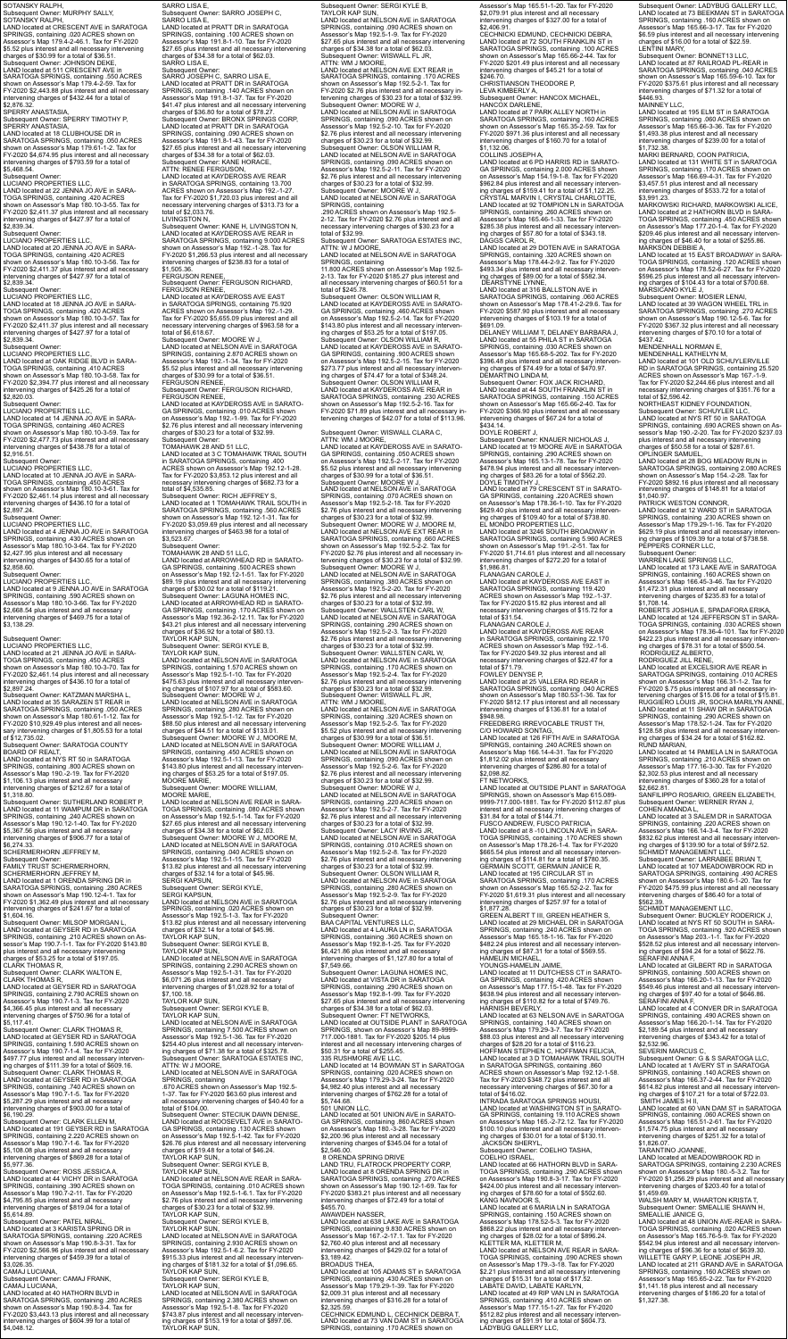SOTANSKY RALPH,
Subsequent Owner: MURPHY SALLY, SOTANSKY RALPH,
LAND located at CRESCENT AVE in SARATOGA SPRINGS, containing .020 ACRES shown on Assessor's Map 179.4-2-46.1. Tax for FY-2020 $5.52 plus interest and all necessary intervening charges of $30.99 for a total of $36.51.
Subsequent Owner: JOHNSON DEKE,
LAND located at 511 CRESCENT AVE in SARATOGA SPRINGS, containing .590 ACRES shown on Assessor's Map 179.4-2-59. Tax for FY-2020 $2,443.88 plus interest and all necessary intervening charges of $432.44 for a total of $2,876.32.
SPERRY ANASTASIA,
Subsequent Owner: SPERRY TIMOTHY P, SPERRY ANASTASIA,
LAND located at 18 CLUBHOUSE DR in SARATOGA SPRINGS, containing .050 ACRES shown on Assessor's Map 179.61-1-2. Tax for FY-2020 $4,674.95 plus interest and all necessary intervening charges of $793.59 for a total of $5,468.54.
Subsequent Owner:
LUCIANO PROPERTIES LLC,
LAND located at 22 JENNA JO AVE in SARATOGA SPRINGS, containing .420 ACRES shown on Assessor's Map 180.10-3-55. Tax for FY-2020 $2,411.37 plus interest and all necessary intervening charges of $427.97 for a total of $2,839.34.
Subsequent Owner:
LUCIANO PROPERTIES LLC,
LAND located at 20 JENNA JO AVE in SARATOGA SPRINGS, containing .420 ACRES shown on Assessor's Map 180.10-3-56. Tax for FY-2020 $2,411.37 plus interest and all necessary intervening charges of $427.97 for a total of $2,839.34.
Subsequent Owner:
LUCIANO PROPERTIES LLC,
LAND located at 18 JENNA JO AVE in SARATOGA SPRINGS, containing .420 ACRES shown on Assessor's Map 180.10-3-57. Tax for FY-2020 $2,411.37 plus interest and all necessary intervening charges of $427.97 for a total of $2,839.34.
Subsequent Owner:
LUCIANO PROPERTIES LLC,
LAND located at OAK RIDGE BLVD in SARATOGA SPRINGS, containing .410 ACRES shown on Assessor's Map 180.10-3-58. Tax for FY-2020 $2,394.77 plus interest and all necessary intervening charges of $425.26 for a total of $2,820.03.
Subsequent Owner:
LUCIANO PROPERTIES LLC,
LAND located at 14 JENNA JO AVE in SARATOGA SPRINGS, containing .460 ACRES shown on Assessor's Map 180.10-3-59. Tax for FY-2020 $2,477.73 plus interest and all necessary intervening charges of $438.78 for a total of $2,916.51.
Subsequent Owner:
LUCIANO PROPERTIES LLC,
LAND located at 10 JENNA JO AVE in SARATOGA SPRINGS, containing .450 ACRES shown on Assessor's Map 180.10-3-61. Tax for FY-2020 $2,461.14 plus interest and all necessary intervening charges of $436.10 for a total of $2,897.24.
Subsequent Owner:
LUCIANO PROPERTIES LLC,
LAND located at 4 JENNA JO AVE in SARATOGA SPRINGS, containing .430 ACRES shown on Assessor's Map 180.10-3-64. Tax for FY-2020 $2,427.95 plus interest and all necessary intervening charges of $430.65 for a total of $2,858.60.
Subsequent Owner:
LUCIANO PROPERTIES LLC,
LAND located at 9 JENNA JO AVE in SARATOGA SPRINGS, containing .590 ACRES shown on Assessor's Map 180.10-3-66. Tax for FY-2020 $2,668.54 plus interest and all necessary intervening charges of $469.75 for a total of $3,138.29.
Subsequent Owner:
LUCIANO PROPERTIES LLC,
LAND located at 21 JENNA JO AVE in SARATOGA SPRINGS, containing .450 ACRES shown on Assessor's Map 180.10-3-70. Tax for FY-2020 $2,461.14 plus interest and all necessary intervening charges of $436.10 for a total of $2,897.24.
Subsequent Owner: KATZMAN MARSHA L,
LAND located at 35 SARAZEN ST REAR in SARATOGA SPRINGS, containing .050 ACRES shown on Assessor's Map 180.61-1-12. Tax for FY-2020 $10,929.49 plus interest and all necessary intervening charges of $1,805.53 for a total of $12,735.02.
Subsequent Owner: SARATOGA COUNTY BOARD OF REALT,
LAND located at NYS RT 50 in SARATOGA SPRINGS, containing .800 ACRES shown on Assessor's Map 190.-2-19. Tax for FY-2020 $1,106.13 plus interest and all necessary intervening charges of $212.67 for a total of $1,318.80.
Subsequent Owner: SUTHERLAND ROBERT P,
LAND located at 11 WAMPUM DR in SARATOGA SPRINGS, containing .240 ACRES shown on Assessor's Map 190.-1-2-40. Tax for FY-2020 $5,367.56 plus interest and all necessary intervening charges of $906.77 for a total of $6,274.33.
SCHERMERHORN JEFFREY M,
Subsequent Owner:
FAMILY TRUST SCHERMERHORN,
SCHERMERHORN JEFFREY M,
LAND located at 1 ORENDA SPRING DR in SARATOGA SPRINGS, containing .280 ACRES shown on Assessor's Map 190.12-6-1. Tax for FY-2020 $1,362.49 plus interest and all necessary intervening charges of $241.67 for a total of $1,604.16.
Subsequent Owner: MILSOP MORGAN L,
LAND located at GEYSER RD in SARATOGA SPRINGS, containing .210 ACRES shown on Assessor's Map 190.7-1-1. Tax for FY-2020 $143.80 plus interest and all necessary intervening charges of $53.25 for a total of $197.05.
CLARK THOMAS R,
Subsequent Owner: CLARK WALTON E, CLARK THOMAS R,
LAND located at GEYSER RD in SARATOGA SPRINGS, containing 2.790 ACRES shown on Assessor's Map 190.7-1-3. Tax for FY-2020 $4,366.45 plus interest and all necessary intervening charges of $750.96 for a total of $5,117.41.
Subsequent Owner: CLARK THOMAS R,
LAND located at GEYSER RD in SARATOGA SPRINGS, containing 1.590 ACRES shown on Assessor's Map 190.7-1-4. Tax for FY-2020 $497.77 plus interest and all necessary intervening charges of $111.39 for a total of $609.16.
Subsequent Owner: CLARK THOMAS R,
LAND located at GEYSER RD in SARATOGA SPRINGS, containing .740 ACRES shown on Assessor's Map 190.7-1-5. Tax for FY-2020 $5,287.29 plus interest and all necessary intervening charges of $903.00 for a total of $6,190.29.
Subsequent Owner: CLARK ELLEN M,
LAND located at 191 GEYSER RD in SARATOGA SPRINGS, containing 2.220 ACRES shown on Assessor's Map 190.7-1-6. Tax for FY-2020 $5,108.08 plus interest and all necessary intervening charges of $869.28 for a total of $5,977.36.
Subsequent Owner: ROSS JESSICA A,
LAND located at 44 VICHY DR in SARATOGA SPRINGS, containing .390 ACRES shown on Assessor's Map 190.7-2-11. Tax for FY-2020 $4,795.85 plus interest and all necessary intervening charges of $819.04 for a total of $5,614.89.
Subsequent Owner: PATEL NIRAL,
LAND located at 3 KARISTA SPRING DR in SARATOGA SPRINGS, containing .220 ACRES shown on Assessor's Map 190.8-3-31. Tax for FY-2020 $2,566.96 plus interest and all necessary intervening charges of $459.39 for a total of $3,026.35.
CAMAJ LUCIANA,
Subsequent Owner: CAMAJ FRANK, CAMAJ LUCIANA,
LAND located at 40 HATHORN BLVD in SARATOGA SPRINGS, containing .280 ACRES shown on Assessor's Map 190.8-3-4. Tax for FY-2020 $3,443.13 plus interest and all necessary intervening charges of $604.99 for a total of $4,048.12.

SARRO LISA E,
Subsequent Owner: SARRO JOSEPH C, SARRO LISA E,
LAND located at PRATT DR in SARATOGA SPRINGS, containing .100 ACRES shown on Assessor's Map 191.8-1-10. Tax for FY-2020 $27.65 plus interest and all necessary intervening charges of $34.38 for a total of $62.03.
SARRO LISA E,
Subsequent Owner:
SARRO JOSEPH C, SARRO LISA E,
LAND located at PRATT DR in SARATOGA SPRINGS, containing .140 ACRES shown on Assessor's Map 191.8-1-37. Tax for FY-2020 $41.47 plus interest and all necessary intervening charges of $36.80 for a total of $78.27.
Subsequent Owner: BRONX SPRINGS CORP,
LAND located at PRATT DR in SARATOGA SPRINGS, containing .090 ACRES shown on Assessor's Map 191.8-1-43. Tax for FY-2020 $27.65 plus interest and all necessary intervening charges of $34.38 for a total of $62.03.
Subsequent Owner: KANE HORACE,
ATTN: RENEE FERGUSON,
LAND located at KAYDEROSS AVE REAR in SARATOGA SPRINGS, containing 13.700 ACRES shown on Assessor's Map 192.-1-27. Tax for FY-2020 $1,720.03 plus interest and all necessary intervening charges of $313.73 for a total of $2,033.76.
LIVINGSTON N,
Subsequent Owner: KANE H, LIVINGSTON N,
LAND located at KAYDEROSS AVE REAR in SARATOGA SPRINGS, containing 9.000 ACRES shown on Assessor's Map 192.-1-28. Tax for FY-2020 $1,266.53 plus interest and all necessary intervening charges of $238.83 for a total of $1,505.36.
FERGUSON RENEE,
Subsequent Owner: FERGUSON RICHARD, FERGUSON RENEE,
LAND located at KAYDEROSS AVE EAST in SARATOGA SPRINGS, containing 75.900 ACRES shown on Assessor's Map 192.-1-29. Tax for FY-2020 $5,655.09 plus interest and all necessary intervening charges of $963.58 for a total of $6,618.67.
Subsequent Owner: MOORE W J,
LAND located at NELSON AVE in SARATOGA SPRINGS, containing 2.870 ACRES shown on Assessor's Map 192.-1-34. Tax for FY-2020 $5.52 plus interest and all necessary intervening charges of $30.99 for a total of $36.51.
FERGUSON RENEE,
Subsequent Owner: FERGUSON RICHARD, FERGUSON RENEE,
LAND located at KAYDEROSS AVE in SARATOGA SPRINGS, containing .010 ACRES shown on Assessor's Map 192.-1-99. Tax for FY-2020 $2.76 plus interest and all necessary intervening charges of $30.23 for a total of $32.99.
Subsequent Owner:
TOMAHAWK 28 AND 51 LLC,
LAND located at 3 C TOMAHAWK TRAIL SOUTH in SARATOGA SPRINGS, containing .400 ACRES shown on Assessor's Map 192.12-1-28. Tax for FY-2020 $3,853.12 plus interest and all necessary intervening charges of $682.73 for a total of $4,535.85.
Subsequent Owner: RICH JEFFREY S,
LAND located at 1 TOMAHAWK TRAIL SOUTH in SARATOGA SPRINGS, containing .560 ACRES shown on Assessor's Map 192.12-1-31. Tax for FY-2020 $3,059.69 plus interest and all necessary intervening charges of $463.98 for a total of $3,523.67.
Subsequent Owner:
TOMAHAWK 28 AND 51 LLC,
LAND located at ARROWHEAD RD in SARATOGA SPRINGS, containing .500 ACRES shown on Assessor's Map 192.12-1-51. Tax for FY-2020 $89.19 plus interest and all necessary intervening charges of $30.02 for a total of $119.21.
Subsequent Owner: LAGUNA HOMES INC,
LAND located at ARROWHEAD RD in SARATOGA SPRINGS, containing .170 ACRES shown on Assessor's Map 192.36-2-12.11. Tax for FY-2020 $43.21 plus interest and all necessary intervening charges of $36.92 for a total of $80.13.
TAYLOR KAP SUN,
Subsequent Owner: SERGI KYLE B, TAYLOR KAP SUN,
LAND located at NELSON AVE in SARATOGA SPRINGS, containing 1.570 ACRES shown on Assessor's Map 192.5-1-10. Tax for FY-2020 $475.63 plus interest and all necessary intervening charges of $107.97 for a total of $583.60.
Subsequent Owner: MOORE W J,
LAND located at NELSON AVE in SARATOGA SPRINGS, containing .280 ACRES shown on Assessor's Map 192.5-1-12. Tax for FY-2020 $88.50 plus interest and all necessary intervening charges of $44.51 for a total of $133.01.
Subsequent Owner: MOORE W J, MOORE M,
LAND located at NELSON AVE in SARATOGA SPRINGS, containing .450 ACRES shown on Assessor's Map 192.5-1-13. Tax for FY-2020 $143.80 plus interest and all necessary intervening charges of $53.25 for a total of $197.05.
MOORE MARIE,
Subsequent Owner: MOORE WILLIAM, MOORE MARIE,
LAND located at NELSON AVE REAR in SARATOGA SPRINGS, containing .080 ACRES shown on Assessor's Map 192.5-1-14. Tax for FY-2020 $27.65 plus interest and all necessary intervening charges of $34.38 for a total of $62.03.
Subsequent Owner: MOORE W J, MOORE M,
LAND located at NELSON AVE in SARATOGA SPRINGS, containing .040 ACRES shown on Assessor's Map 192.5-1-15. Tax for FY-2020 $13.82 plus interest and all necessary intervening charges of $32.14 for a total of $45.96.
SERGI KAPSUN,
Subsequent Owner: SERGI KYLE, SERGI KAPSUN,
LAND located at NELSON AVE in SARATOGA SPRINGS, containing .020 ACRES shown on Assessor's Map 192.5-1-3. Tax for FY-2020 $13.82 plus interest and all necessary intervening charges of $32.14 for a total of $45.96.
TAYLOR KAP SUN,
Subsequent Owner: SERGI KYLE B, TAYLOR KAP SUN,
LAND located at NELSON AVE in SARATOGA SPRINGS, containing 2.290 ACRES shown on Assessor's Map 192.5-1-31. Tax for FY-2020 $6,071.26 plus interest and all necessary intervening charges of $1,028.92 for a total of $7,100.18.
TAYLOR KAP SUN,
Subsequent Owner: SERGI KYLE B, TAYLOR KAP SUN,
LAND located at NELSON AVE in SARATOGA SPRINGS, containing 7.500 ACRES shown on Assessor's Map 192.5-1-36. Tax for FY-2020 $254.40 plus interest and all necessary intervening charges of $71.38 for a total of $325.78.
Subsequent Owner: SARATOGA ESTATES INC,
ATTN: W J MOORE,
LAND located at NELSON AVE in SARATOGA SPRINGS, containing .670 ACRES shown on Assessor's Map 192.5-1-37. Tax for FY-2020 $63.60 plus interest and all necessary intervening charges of $40.40 for a total of $104.00.
Subsequent Owner: STECIUK DAWN DENISE,
LAND located at ROOSEVELT AVE in SARATOGA SPRINGS, containing .130 ACRES shown on Assessor's Map 192.5-1-42. Tax for FY-2020 $26.76 plus interest and all necessary intervening charges of $19.48 for a total of $46.24.
TAYLOR KAP SUN,
Subsequent Owner: SERGI KYLE B, TAYLOR KAP SUN,
LAND located at NELSON AVE REAR in SARATOGA SPRINGS, containing .010 ACRES shown on Assessor's Map 192.5-1-6.1. Tax for FY-2020 $2.76 plus interest and all necessary intervening charges of $30.23 for a total of $32.99.
TAYLOR KAP SUN,
Subsequent Owner: SERGI KYLE B, TAYLOR KAP SUN,
LAND located at NELSON AVE in SARATOGA SPRINGS, containing 2.930 ACRES shown on Assessor's Map 192.5-1-6.2. Tax for FY-2020 $915.33 plus interest and all necessary intervening charges of $181.32 for a total of $1,096.65.
TAYLOR KAP SUN,
Subsequent Owner: SERGI KYLE B, TAYLOR KAP SUN,
LAND located at NELSON AVE in SARATOGA SPRINGS, containing 2.380 ACRES shown on Assessor's Map 192.5-1-8. Tax for FY-2020 $743.87 plus interest and all necessary intervening charges of $153.19 for a total of $897.06.
TAYLOR KAP SUN,

Subsequent Owner: SERGI KYLE B, TAYLOR KAP SUN,
LAND located at NELSON AVE in SARATOGA SPRINGS, containing .090 ACRES shown on Assessor's Map 192.5-1-9. Tax for FY-2020 $27.65 plus interest and all necessary intervening charges of $34.38 for a total of $62.03.
Subsequent Owner: WISWALL FL JR,
ATTN: WM J MOORE,
LAND located at NELSON AVE EXT REAR in SARATOGA SPRINGS, containing .170 ACRES shown on Assessor's Map 192.5-2-1. Tax for FY-2020 $2.76 plus interest and all necessary intervening charges of $30.23 for a total of $32.99.
Subsequent Owner: MOORE W J,
LAND located at NELSON AVE in SARATOGA SPRINGS, containing .090 ACRES shown on Assessor's Map 192.5-2-10. Tax for FY-2020 $2.76 plus interest and all necessary intervening charges of $30.23 for a total of $32.99.
Subsequent Owner: OLSON WILLIAM R,
LAND located at NELSON AVE in SARATOGA SPRINGS, containing .080 ACRES shown on Assessor's Map 192.5-2-11. Tax for FY-2020 $2.76 plus interest and all necessary intervening charges of $30.23 for a total of $32.99.
Subsequent Owner: MOORE W J,
LAND located at NELSON AVE in SARATOGA SPRINGS, containing .280 ACRES shown on Assessor's Map 192.5-2-12. Tax for FY-2020 $2.76 plus interest and all necessary intervening charges of $30.23 for a total of $32.99.
Subsequent Owner: SARATOGA ESTATES INC,
ATTN: W J MOORE,
LAND located at NELSON AVE in SARATOGA SPRINGS, containing 11.800 ACRES shown on Assessor's Map 192.5-2-13. Tax for FY-2020 $185.27 plus interest and all necessary intervening charges of $60.51 for a total of $245.78.
Subsequent Owner: OLSON WILLIAM R,
LAND located at KAYDEROSS AVE in SARATOGA SPRINGS, containing .460 ACRES shown on Assessor's Map 192.5-2-14. Tax for FY-2020 $143.80 plus interest and all necessary intervening charges of $53.25 for a total of $197.05.
Subsequent Owner: OLSON WILLIAM R,
LAND located at KAYDEROSS AVE in SARATOGA SPRINGS, containing .900 ACRES shown on Assessor's Map 192.5-2-15. Tax for FY-2020 $273.77 plus interest and all necessary intervening charges of $74.47 for a total of $348.24.
Subsequent Owner: OLSON WILLIAM R,
LAND located at KAYDEROSS AVE REAR in SARATOGA SPRINGS, containing .230 ACRES shown on Assessor's Map 192.5-2-16. Tax for FY-2020 $71.89 plus interest and all necessary intervening charges of $42.07 for a total of $113.96.
Subsequent Owner: WISWALL CLARA C,
ATTN: WM J MOORE,
LAND located at KAYDEROSS AVE in SARATOGA SPRINGS, containing .050 ACRES shown on Assessor's Map 192.5-2-17. Tax for FY-2020 $5.52 plus interest and all necessary intervening charges of $30.99 for a total of $36.51.
Subsequent Owner: MOORE W J,
LAND located at NELSON AVE in SARATOGA SPRINGS, containing .070 ACRES shown on Assessor's Map 192.5-2-18. Tax for FY-2020 $2.76 plus interest and all necessary intervening charges of $30.23 for a total of $32.99.
Subsequent Owner: MOORE W J, MOORE M,
LAND located at NELSON AVE EXT REAR in SARATOGA SPRINGS, containing .660 ACRES shown on Assessor's Map 192.5-2-2. Tax for FY-2020 $2.76 plus interest and all necessary intervening charges of $30.23 for a total of $32.99.
Subsequent Owner: MOORE W J,
LAND located at NELSON AVE in SARATOGA SPRINGS, containing .380 ACRES shown on Assessor's Map 192.5-2-20. Tax for FY-2020 $2.76 plus interest and all necessary intervening charges of $30.23 for a total of $32.99.
Subsequent Owner: WALLSTEN CARL W,
LAND located at NELSON AVE in SARATOGA SPRINGS, containing .290 ACRES shown on Assessor's Map 192.5-2-3. Tax for FY-2020 $2.76 plus interest and all necessary intervening charges of $30.23 for a total of $32.99.
Subsequent Owner: WALLSTEN CARL W,
LAND located at NELSON AVE in SARATOGA SPRINGS, containing .170 ACRES shown on Assessor's Map 192.5-2-4. Tax for FY-2020 $2.76 plus interest and all necessary intervening charges of $30.23 for a total of $32.99.
Subsequent Owner: WISWALL FL JR,
ATTN: WM J MOORE,
LAND located at NELSON AVE in SARATOGA SPRINGS, containing .320 ACRES shown on Assessor's Map 192.5-2-5. Tax for FY-2020 $5.52 plus interest and all necessary intervening charges of $30.99 for a total of $36.51.
Subsequent Owner: MOORE WILLIAM J,
LAND located at NELSON AVE in SARATOGA SPRINGS, containing .090 ACRES shown on Assessor's Map 192.5-2-6. Tax for FY-2020 $2.76 plus interest and all necessary intervening charges of $30.23 for a total of $32.99.
Subsequent Owner: MOORE W J,
LAND located at NELSON AVE in SARATOGA SPRINGS, containing .220 ACRES shown on Assessor's Map 192.5-2-7. Tax for FY-2020 $2.76 plus interest and all necessary intervening charges of $30.23 for a total of $32.99.
Subsequent Owner: LACY IRVING JR,
LAND located at NELSON AVE in SARATOGA SPRINGS, containing .010 ACRES shown on Assessor's Map 192.5-2-8. Tax for FY-2020 $2.76 plus interest and all necessary intervening charges of $30.23 for a total of $32.99.
Subsequent Owner: OLSON WILLIAM R,
LAND located at NELSON AVE in SARATOGA SPRINGS, containing .280 ACRES shown on Assessor's Map 192.5-2-9. Tax for FY-2020 $2.76 plus interest and all necessary intervening charges of $30.23 for a total of $32.99.
Subsequent Owner:
BAA CAPITAL VENTURES LLC,
LAND located at 4 LAURA LN in SARATOGA SPRINGS, containing .380 ACRES shown on Assessor's Map 192.8-1-25. Tax for FY-2020 $6,421.86 plus interest and all necessary intervening charges of $1,127.80 for a total of $7,549.66.
Subsequent Owner: LAGUNA HOMES INC,
LAND located at VISTA DR in SARATOGA SPRINGS, containing .290 ACRES shown on Assessor's Map 192.8-1-99. Tax for FY-2020 $27.65 plus interest and all necessary intervening charges of $34.38 for a total of $62.03.
Subsequent Owner: FT NETWORKS,
LAND located at OUTSIDE PLANT in SARATOGA SPRINGS, shown on Assessor's Map 89-9999-717.000-1881. Tax for FY-2020 $205.14 plus interest and all necessary intervening charges of $50.31 for a total of $255.45.
335 RICHMOND AVE LLC,
LAND located at 14 BOWMAN ST in SARATOGA SPRINGS, containing .020 ACRES shown on Assessor's Map 179.29-3-24. Tax for FY-2020 $4,982.40 plus interest and all necessary intervening charges of $762.28 for a total of $5,744.68.
501 UNION LLC,
LAND located at 501 UNION AVE in SARATOGA SPRINGS, containing .860 ACRES shown on Assessor's Map 180.-3-28. Tax for FY-2020 $2,200.96 plus interest and all necessary intervening charges of $345.04 for a total of $2,546.00.
8 ORENDA SPRING DRIVE
LAND TRU, FLATROCK PROPERTY CORP,
LAND located at 8 ORENDA SPRING DR in SARATOGA SPRINGS, containing .270 ACRES shown on Assessor's Map 190.12-1-69. Tax for FY-2020 $383.21 plus interest and all necessary intervening charges of $72.49 for a total of $455.70.
AWAWDEH NASSER,
LAND located at 638 LAKE AVE in SARATOGA SPRINGS, containing 9.830 ACRES shown on Assessor's Map 167.-2-71.1. Tax for FY-2020 $2,760.40 plus interest and all necessary intervening charges of $429.02 for a total of $3,189.42.
BROADUS THEA,
LAND located at 105 ADAMS ST in SARATOGA SPRINGS, containing .430 ACRES shown on Assessor's Map 179.29-1-39. Tax for FY-2020 $2,009.31 plus interest and all necessary intervening charges of $316.28 for a total of $2,325.59.
CECHNICKI EDMUND L, CECHNICK DEBRA T,
LAND located at 73 VAN DAM ST in SARATOGA SPRINGS, containing .170 ACRES shown on Assessor's Map 165.51-1-20. Tax for FY-2020 $2,079.91 plus interest and all necessary intervening charges of $327.00 for a total of $2,406.91.

CECHNICKI EDMUND, CECHNICKI DEBRA,
LAND located at 72 SOUTH FRANKLIN ST in SARATOGA SPRINGS, containing .100 ACRES shown on Assessor's Map 165.66-2-44. Tax for FY-2020 $201.49 plus interest and all necessary intervening charges of $45.21 for a total of $246.70.
CHRISTIANSON THEODORE P,
LEVA KIMBERLY A,
Subsequent Owner: HANCOX MICHAEL, HANCOX DARLENE,
LAND located at 7 PARK ALLEY NORTH in SARATOGA SPRINGS, containing .160 ACRES shown on Assessor's Map 165.35-2-59. Tax for FY-2020 $971.36 plus interest and all necessary intervening charges of $160.70 for a total of $1,132.06.
COLLINS JOSEPH A,
LAND located at 60 HARRIS RD in SARATOGA SPRINGS, containing 2.000 ACRES shown on Assessor's Map 154.19-1-8. Tax for FY-2020 $962.84 plus interest and all necessary intervening charges of $159.41 for a total of $1,122.25.
CRYSTAL MARVIN I, CRYSTAL CHARLOTTE,
LAND located at 92 TOMPION LN in SARATOGA SPRINGS, containing .260 ACRES shown on Assessor's Map 165.46-1-33. Tax for FY-2020 $285.38 plus interest and all necessary intervening charges of $57.80 for a total of $343.18.
DAGGS CAROL R,
LAND located at 29 DOTEN AVE in SARATOGA SPRINGS, containing .320 ACRES shown on Assessor's Map 178.44-2-9.2. Tax for FY-2020 $493.34 plus interest and all necessary intervening charges of $89.00 for a total of $582.34.
DEARSTYNE LYNNE,
LAND located at 316 BALLSTON AVE in SARATOGA SPRINGS, containing .060 ACRES shown on Assessor's Map 178.41-2-29.6. Tax for FY-2020 $587.90 plus interest and all necessary intervening charges of $103.19 for a total of $691.09.
DELANEY WILLIAM T, DELANEY BARBARA J,
LAND located at 55 PHILA ST in SARATOGA SPRINGS, containing .030 ACRES shown on Assessor's Map 165.68-5-202. Tax for FY-2020 $396.48 plus interest and all necessary intervening charges of $74.49 for a total of $470.97.
DEMARTINO LINDA M,
Subsequent Owner: FOX JACK RICHARD,
LAND located at 44 SOUTH FRANKLIN ST in SARATOGA SPRINGS, containing .150 ACRES shown on Assessor's Map 165.66-2-40. Tax for FY-2020 $366.90 plus interest and all necessary intervening charges of $67.24 for a total of $434.14.
DOYLE ROBERT J,
Subsequent Owner: KNAUER NICHOLAS J,
LAND located at 19 MOORE AVE in SARATOGA SPRINGS, containing .290 ACRES shown on Assessor's Map 165.13-1-78. Tax for FY-2020 $478.94 plus interest and all necessary intervening charges of $83.26 for a total of $562.20.
DOYLE TIMOTHY J,
LAND located at 79 CRESCENT ST in SARATOGA SPRINGS, containing .220 ACRES shown on Assessor's Map 178.36-1-10. Tax for FY-2020 $629.40 plus interest and all necessary intervening charges of $109.40 for a total of $738.80.
EL MONDO PROPERTIES LLC,
LAND located at 3246 SOUTH BROADWAY in SARATOGA SPRINGS, containing 5.960 ACRES shown on Assessor's Map 191.-2-51. Tax for FY-2020 $1,714.61 plus interest and all necessary intervening charges of $272.20 for a total of $1,986.81.
FLANAGAN CAROLE J,
LAND located at KAYDEROSS AVE EAST in SARATOGA SPRINGS, containing 119.420 ACRES shown on Assessor's Map 192.-1-37. Tax for FY-2020 $15.82 plus interest and all necessary intervening charges of $15.72 for a total of $31.54.
FLANAGAN CAROLE J,
LAND located at KAYDEROSS AVE REAR in SARATOGA SPRINGS, containing 22.170 ACRES shown on Assessor's Map 192.-1-6. Tax for FY-2020 $49.32 plus interest and all necessary intervening charges of $22.47 for a total of $71.79.
FOWLEY DENYSE P,
LAND located at 25 VALLERA RD REAR in SARATOGA SPRINGS, containing .040 ACRES shown on Assessor's Map 180.53-1-36. Tax for FY-2020 $812.17 plus interest and all necessary intervening charges of $136.81 for a total of $948.98.
FREEBERG IRREVOCABLE TRUST TH,
C/O HOWARD SONTAG,
LAND located at 126 FIFTH AVE in SARATOGA SPRINGS, containing .240 ACRES shown on Assessor's Map 166.14-4-31. Tax for FY-2020 $1,812.02 plus interest and all necessary intervening charges of $286.80 for a total of $2,098.82.
FT NETWORKS,
LAND located at OUTSIDE PLANT in SARATOGA SPRINGS, shown on Assessor's Map 615.089-9999-717.000-1881. Tax for FY-2020 $112.87 plus interest and all necessary intervening charges of $31.84 for a total of $144.71.
FUSCO ANDREW, FUSCO PATRICIA,
LAND located at 8 -10 LINCOLN AVE in SARATOGA SPRINGS, containing .170 ACRES shown on Assessor's Map 178.26-1-4. Tax for FY-2020 $665.54 plus interest and all necessary intervening charges of $114.81 for a total of $780.35.
GERMAIN SCOTT, GERMAIN JANICE R,
LAND located at 195 CIRCULAR ST in SARATOGA SPRINGS, containing .170 ACRES shown on Assessor's Map 165.52-2-2. Tax for FY-2020 $1,619.31 plus interest and all necessary intervening charges of $257.97 for a total of $1,877.28.
GREEN ALBERT T III, GREEN HEATHER S,
LAND located at 29 MICHAEL DR in SARATOGA SPRINGS, containing .240 ACRES shown on Assessor's Map 165.-5-16. Tax for FY-2020 $482.24 plus interest and all necessary intervening charges of $87.31 for a total of $569.55.
HAMELIN MICHAEL,
YOUNGS-HAMELIN JAIME,
LAND located at 11 DUTCHESS CT in SARATOGA SPRINGS, containing .420 ACRES shown on Assessor's Map 177.15-1-48. Tax for FY-2020 $638.94 plus interest and all necessary intervening charges of $110.82 for a total of $749.76.
HARNISH BEVERLY,
LAND located at 63 NELSON AVE in SARATOGA SPRINGS, containing .140 ACRES shown on Assessor's Map 179.29-3-7. Tax for FY-2020 $88.03 plus interest and all necessary intervening charges of $28.20 for a total of $116.23.
HOFFMAN STEPHEN C, HOFFMAN FELICIA,
LAND located at 3 D TOMAHAWK TRAIL SOUTH in SARATOGA SPRINGS, containing .860 ACRES shown on Assessor's Map 192.12-1-58. Tax for FY-2020 $348.72 plus interest and all necessary intervening charges of $67.30 for a total of $416.02.
INTRADA SARATOGA SPRINGS HOUSI,
LAND located at WASHINGTON ST in SARATOGA SPRINGS, containing 19.110 ACRES shown on Assessor's Map 165.-2-72.2. Tax for FY-2020 $100.10 plus interest and all necessary intervening charges of $30.01 for a total of $130.11.
JACKSON SHERYL,
Subsequent Owner: COELHO TASHA, COELHO ISRAEL,
LAND located at 66 HATHORN BLVD in SARATOGA SPRINGS, containing .290 ACRES shown on Assessor's Map 190.8-3-17. Tax for FY-2020 $424.00 plus interest and all necessary intervening charges of $78.60 for a total of $502.60.
KANG WANNOOR S,
LAND located at 6 MARIA LN in SARATOGA SPRINGS, containing .150 ACRES shown on Assessor's Map 178.52-5-3. Tax for FY-2020 $868.22 plus interest and all necessary intervening charges of $28.02 for a total of $896.24.
KLETTER MA, KLETTER M,
LAND located at NELSON AVE REAR in SARATOGA SPRINGS, containing .090 ACRES shown on Assessor's Map 179.-3-18. Tax for FY-2020 $2.21 plus interest and all necessary intervening charges of $15.31 for a total of $17.52.
LABATE DAVID, LABATE KARLYN,
LAND located at 49 RIP VAN LN in SARATOGA SPRINGS, containing .410 ACRES shown on Assessor's Map 177.15-1-27. Tax for FY-2020 $512.82 plus interest and all necessary intervening charges of $91.91 for a total of $604.73.
LADYBUG GALLERY LLC,

Subsequent Owner: LADYBUG GALLERY LLC,
LAND located at 73 BEEKMAN ST in SARATOGA SPRINGS, containing .160 ACRES shown on Assessor's Map 165.66-3-17. Tax for FY-2020 $6.59 plus interest and all necessary intervening charges of $16.00 for a total of $22.59.
LENTINI MARY,
Subsequent Owner: BONNET13 LLC,
LAND located at 87 RAILROAD PL-REAR in SARATOGA SPRINGS, containing .040 ACRES shown on Assessor's Map 165.59-6-10. Tax for FY-2020 $375.61 plus interest and all necessary intervening charges of $71.32 for a total of $446.93.
MAINNEY LLC,
LAND located at 195 ELM ST in SARATOGA SPRINGS, containing .060 ACRES shown on Assessor's Map 165.66-3-36. Tax for FY-2020 $1,493.35 plus interest and all necessary intervening charges of $239.00 for a total of $1,732.35.
MARINI BERNARD, COON PATRICIA,
LAND located at 171 WHITE ST in SARATOGA SPRINGS, containing .170 ACRES shown on Assessor's Map 166.69-4-31. Tax for FY-2020 $3,457.51 plus interest and all necessary intervening charges of $533.72 for a total of $3,991.23.
MARKOWSKI RICHARD, MARKOWSKI ALICE,
LAND located at 2 HATHORN BLVD in SARATOGA SPRINGS, containing .450 ACRES shown on Assessor's Map 177.20-1-4. Tax for FY-2020 $209.46 plus interest and all necessary intervening charges of $46.40 for a total of $255.86.
MARKSON DEBBIE A,
LAND located at 15 EAST BROADWAY in SARATOGA SPRINGS, containing .120 ACRES shown on Assessor's Map 178.52-6-27. Tax for FY-2020 $596.25 plus interest and all necessary intervening charges of $104.43 for a total of $700.68.
MARSICANO KYLE J,
Subsequent Owner: MOSIER LENAI,
LAND located at 39 WAGON WHEEL TRL in SARATOGA SPRINGS, containing .270 ACRES shown on Assessor's Map 190.12-5-6. Tax for FY-2020 $367.32 plus interest and all necessary intervening charges of $70.10 for a total of $437.42.
MENDENHALL NORMAN E,
MENDENHALL KATHELYN M,
LAND located at 101 OLD SCHUYLERVILLE RD in SARATOGA SPRINGS, containing 25.520 ACRES shown on Assessor's Map 167.-1-9. Tax for FY-2020 $2,244.66 plus interest and all necessary intervening charges of $351.76 for a total of $2,596.42.
NORTHEAST KIDNEY FOUNDATION,
Subsequent Owner: SCHUYLER LLC,
LAND located at NYS RT 50 in SARATOGA SPRINGS, containing .690 ACRES shown on Assessor's Map 190.-2-20. Tax for FY-2020 $237.03 plus interest and all necessary intervening charges of $50.58 for a total of $287.61.
OPLINGER SAMUEL,
LAND located at 26 BOG MEADOW RUN in SARATOGA SPRINGS, containing 2.080 ACRES shown on Assessor's Map 154.-2-28. Tax for FY-2020 $892.16 plus interest and all necessary intervening charges of $148.81 for a total of $1,040.97.
PATRICK WESTON CONNOR,
LAND located at 12 WARD ST in SARATOGA SPRINGS, containing .230 ACRES shown on Assessor's Map 179.29-1-16. Tax for FY-2020 $629.19 plus interest and all necessary intervening charges of $109.39 for a total of $738.58.
PEPPERS CORNER LLC,
Subsequent Owner:
WARREN LAKE SPRINGS LLC,
LAND located at 173 LAKE AVE in SARATOGA SPRINGS, containing .160 ACRES shown on Assessor's Map 166.45-3-46. Tax for FY-2020 $1,472.31 plus interest and all necessary intervening charges of $235.83 for a total of $1,708.14.
ROBERTS JOSHUA E, SPADAFORA ERIKA,
LAND located at 124 JEFFERSON ST in SARATOGA SPRINGS, containing .030 ACRES shown on Assessor's Map 178.36-4-101. Tax for FY-2020 $422.23 plus interest and all necessary intervening charges of $78.31 for a total of $500.54.
RODRIGUEZ ALBERTO,
RODRIGUEZ JILL RENE,
LAND located at EXCELSIOR AVE REAR in SARATOGA SPRINGS, containing .010 ACRES shown on Assessor's Map 166.31-1-2. Tax for FY-2020 $.75 plus interest and all necessary intervening charges of $15.06 for a total of $15.81.
RUGGIERO LOUIS JR, BOCH-MARTIN ANNE,
LAND located at 11 SHAW DR in SARATOGA SPRINGS, containing .290 ACRES shown on Assessor's Map 178.52-1-24. Tax for FY-2020 $128.58 plus interest and all necessary intervening charges of $34.24 for a total of $162.82.
RUND MARIAN,
LAND located at 14 PAMELA LN in SARATOGA SPRINGS, containing .210 ACRES shown on Assessor's Map 177.16-3-30. Tax for FY-2020 $2,302.53 plus interest and all necessary intervening charges of $360.28 for a total of $2,662.81.
SANFILIPPO ROSARIO, GREEN ELIZABETH,
Subsequent Owner: WERNER RYAN J, COHEN AMANDA L,
LAND located at 3 SALEM DR in SARATOGA SPRINGS, containing .220 ACRES shown on Assessor's Map 166.14-3-4. Tax for FY-2020 $832.62 plus interest and all necessary intervening charges of $139.90 for a total of $972.52.
SCHMIDT MANAGEMENT LLC,
Subsequent Owner: LAPRAIRIE BRIAN T,
LAND located at 107 MEADOWBROOK RD in SARATOGA SPRINGS, containing .490 ACRES shown on Assessor's Map 180.6-1-20. Tax for FY-2020 $475.99 plus interest and all necessary intervening charges of $86.40 for a total of $562.39.
SCHMIDT MANAGEMENT LLC,
Subsequent Owner: BUCKLEY RODERICK J,
LAND located at NYS RT 50 SOUTH in SARATOGA SPRINGS, containing .920 ACRES shown on Assessor's Map 203.-1-1. Tax for FY-2020 $528.52 plus interest and all necessary intervening charges of $94.24 for a total of $622.76.
SERAFINI ANNA F,
LAND located at GILBERT RD in SARATOGA SPRINGS, containing .500 ACRES shown on Assessor's Map 166.20-1-13. Tax for FY-2020 $549.46 plus interest and all necessary intervening charges of $97.40 for a total of $646.86.
SERAFINI ANNA F,
LAND located at 4 CONVER DR in SARATOGA SPRINGS, containing .490 ACRES shown on Assessor's Map 166.20-1-14. Tax for FY-2020 $2,189.54 plus interest and all necessary intervening charges of $343.42 for a total of $2,532.96.
SEVERIN MARCUS C,
Subsequent Owner: G & S SARATOGA LLC,
LAND located at 1 AVERY ST in SARATOGA SPRINGS, containing .140 ACRES shown on Assessor's Map 166.37-2-44. Tax for FY-2020 $614.82 plus interest and all necessary intervening charges of $107.21 for a total of $722.03.
SMITH JAMES H II,
LAND located at 60 VAN DAM ST in SARATOGA SPRINGS, containing .060 ACRES shown on Assessor's Map 165.51-2-61. Tax for FY-2020 $1,574.75 plus interest and all necessary intervening charges of $251.32 for a total of $1,826.07.
TARANTINO JOANNE,
LAND located at MEADOWBROOK RD in SARATOGA SPRINGS, containing 2.230 ACRES shown on Assessor's Map 180.-5-3.2. Tax for FY-2020 $1,256.29 plus interest and all necessary intervening charges of $203.40 for a total of $1,459.69.
WALSH MARY M, WHARTON KRISTA T,
Subsequent Owner: SMEALLIE SHAWN H, SMEALLIE JANICE G,
LAND located at 48 UNION AVE-REAR in SARATOGA SPRINGS, containing .020 ACRES shown on Assessor's Map 165.76-5-9. Tax for FY-2020 $542.94 plus interest and all necessary intervening charges of $96.36 for a total of $639.30.
WILLETTE GARY R, LEONE JOSEPH JR,
LAND located at 211 GRAND AVE in SARATOGA SPRINGS, containing .160 ACRES shown on Assessor's Map 165.65-2-22. Tax for FY-2020 $1,141.18 plus interest and all necessary intervening charges of $186.20 for a total of $1,327.38.